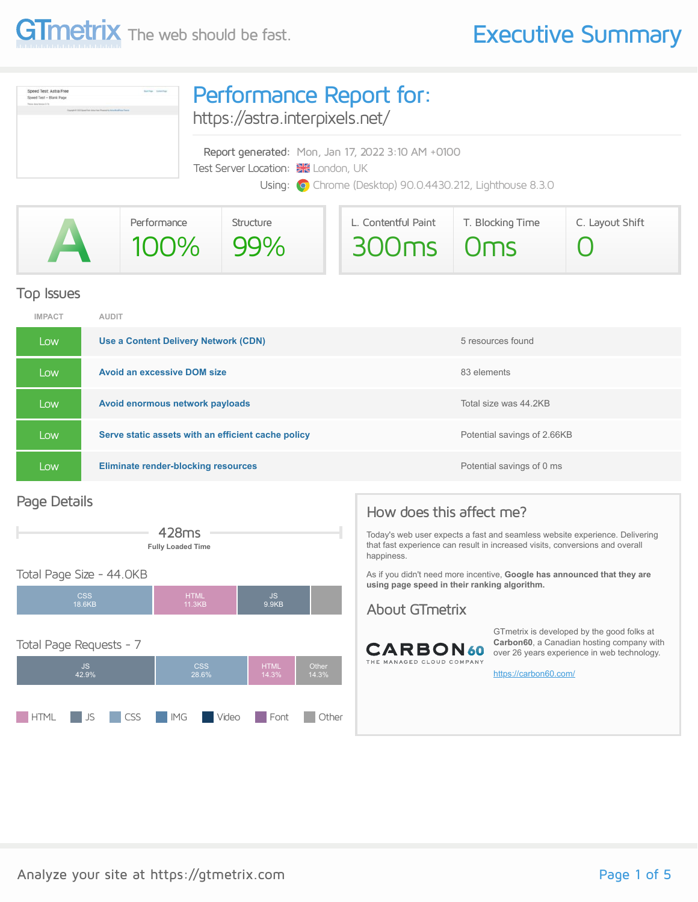GTmetrix The web should be fast.

# Executive Summary

## Performance Report for:

https://astra.interpixels.net/

Report generated: Mon, Jan 17, 2022 3:10 AM +0100
Test Server Location: London, UK
Using: Chrome (Desktop) 90.0.4430.212, Lighthouse 8.3.0

| GTmetrix Grade | Performance | Structure | L. Contentful Paint | T. Blocking Time | C. Layout Shift |
|---|---|---|---|---|---|
| A | 100% | 99% | 300ms | 0ms | 0 |

## Top Issues

| IMPACT | AUDIT | |
|---|---|---|
| Low | **Use a Content Delivery Network (CDN)** | 5 resources found |
| Low | **Avoid an excessive DOM size** | 83 elements |
| Low | **Avoid enormous network payloads** | Total size was 44.2KB |
| Low | **Serve static assets with an efficient cache policy** | Potential savings of 2.66KB |
| Low | **Eliminate render-blocking resources** | Potential savings of 0 ms |

## Page Details

428ms
**Fully Loaded Time**

### Total Page Size - 44.0KB

| CSS | HTML | JS |
|---|---|---|
| 18.6KB | 11.3KB | 9.9KB |

### Total Page Requests - 7

| JS | CSS | HTML | Other |
|---|---|---|---|
| 42.9% | 28.6% | 14.3% | 14.3% |

HTML JS CSS IMG Video Font Other

## How does this affect me?

Today's web user expects a fast and seamless website experience. Delivering that fast experience can result in increased visits, conversions and overall happiness.

As if you didn't need more incentive, **Google has announced that they are using page speed in their ranking algorithm.**

## About GTmetrix

CARBON60 THE MANAGED CLOUD COMPANY

GTmetrix is developed by the good folks at **Carbon60**, a Canadian hosting company with over 26 years experience in web technology.

https://carbon60.com/

Analyze your site at https://gtmetrix.com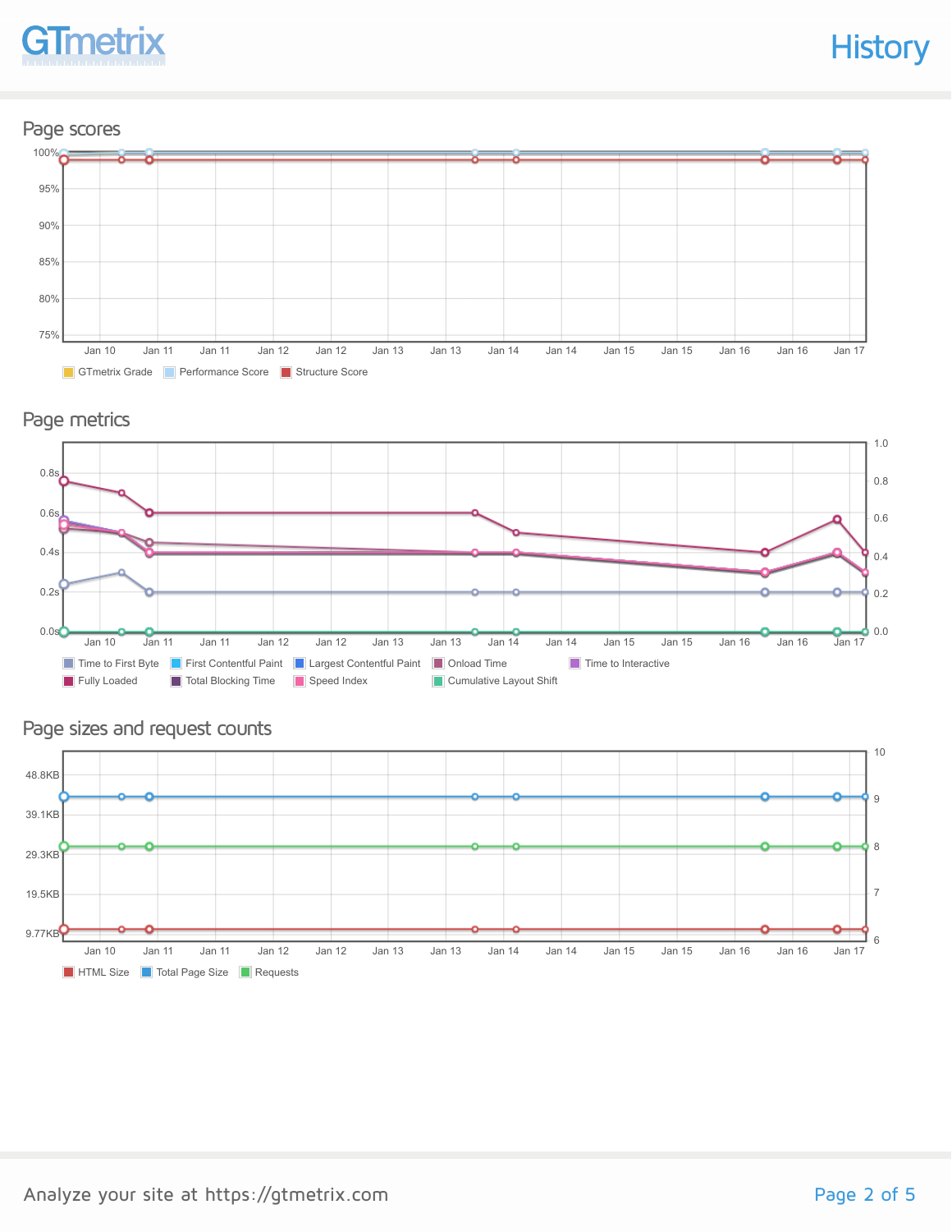## History

### Page scores

100%
95%
90%
85%
80%
75%

Jan 10 | Jan 11 | Jan 11 | Jan 12 | Jan 12 | Jan 13 | Jan 13 | Jan 14 | Jan 14 | Jan 15 | Jan 15 | Jan 16 | Jan 16 | Jan 17

GTmetrix Grade | Performance Score | Structure Score

### Page metrics

0.8s
0.6s
0.4s
0.2s
0.0s

1.0
0.8
0.6
0.4
0.2
0.0

Jan 10 | Jan 11 | Jan 11 | Jan 12 | Jan 12 | Jan 13 | Jan 13 | Jan 14 | Jan 14 | Jan 15 | Jan 15 | Jan 16 | Jan 16 | Jan 17

Time to First Byte | First Contentful Paint | Largest Contentful Paint | Onload Time | Time to Interactive
Fully Loaded | Total Blocking Time | Speed Index | Cumulative Layout Shift

### Page sizes and request counts

48.8KB
39.1KB
29.3KB
19.5KB
9.77KB

10
9
8
7
6

Jan 10 | Jan 11 | Jan 11 | Jan 12 | Jan 12 | Jan 13 | Jan 13 | Jan 14 | Jan 14 | Jan 15 | Jan 15 | Jan 16 | Jan 16 | Jan 17

HTML Size | Total Page Size | Requests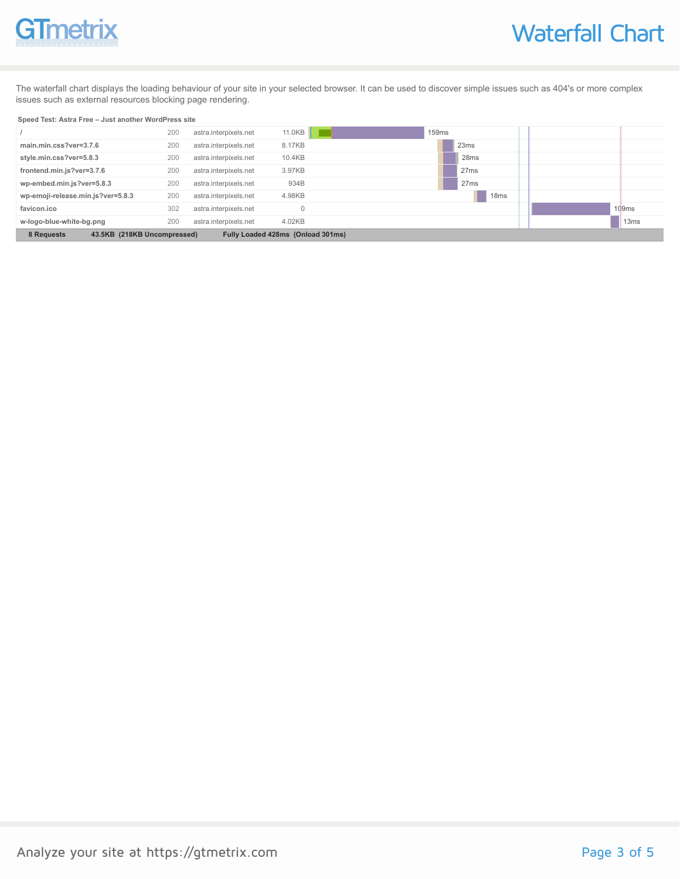# Waterfall Chart

The waterfall chart displays the loading behaviour of your site in your selected browser. It can be used to discover simple issues such as 404's or more complex issues such as external resources blocking page rendering.

**Speed Test: Astra Free – Just another WordPress site**

| Resource | Status | Domain | Size | Time |
|---|---|---|---|---|
| / | 200 | astra.interpixels.net | 11.0KB | 159ms |
| main.min.css?ver=3.7.6 | 200 | astra.interpixels.net | 8.17KB | 23ms |
| style.min.css?ver=5.8.3 | 200 | astra.interpixels.net | 10.4KB | 28ms |
| frontend.min.js?ver=3.7.6 | 200 | astra.interpixels.net | 3.97KB | 27ms |
| wp-embed.min.js?ver=5.8.3 | 200 | astra.interpixels.net | 934B | 27ms |
| wp-emoji-release.min.js?ver=5.8.3 | 200 | astra.interpixels.net | 4.98KB | 18ms |
| favicon.ico | 302 | astra.interpixels.net | 0 | 109ms |
| w-logo-blue-white-bg.png | 200 | astra.interpixels.net | 4.02KB | 13ms |
| **8 Requests** | | | **43.5KB (218KB Uncompressed)** | **Fully Loaded 428ms (Onload 301ms)** |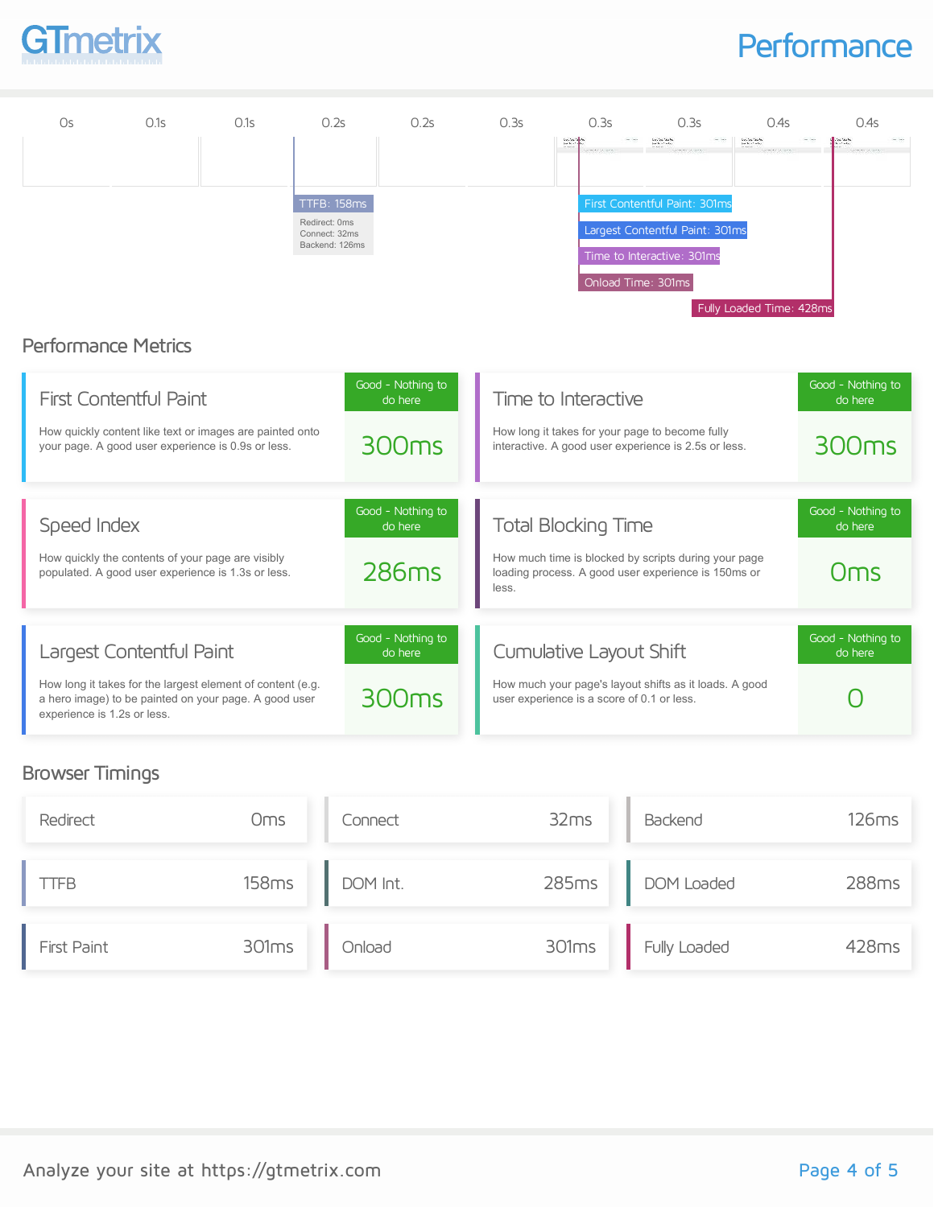# Performance

| 0s | 0.1s | 0.1s | 0.2s | 0.2s | 0.3s | 0.3s | 0.3s | 0.4s | 0.4s |
|---|---|---|---|---|---|---|---|---|---|

TTFB: 158ms
Redirect: 0ms
Connect: 32ms
Backend: 126ms

First Contentful Paint: 301ms
Largest Contentful Paint: 301ms
Time to Interactive: 301ms
Onload Time: 301ms
Fully Loaded Time: 428ms

## Performance Metrics

### First Contentful Paint

How quickly content like text or images are painted onto your page. A good user experience is 0.9s or less.

Good - Nothing to do here

**300ms**

### Time to Interactive

How long it takes for your page to become fully interactive. A good user experience is 2.5s or less.

Good - Nothing to do here

**300ms**

### Speed Index

How quickly the contents of your page are visibly populated. A good user experience is 1.3s or less.

Good - Nothing to do here

**286ms**

### Total Blocking Time

How much time is blocked by scripts during your page loading process. A good user experience is 150ms or less.

Good - Nothing to do here

**0ms**

### Largest Contentful Paint

How long it takes for the largest element of content (e.g. a hero image) to be painted on your page. A good user experience is 1.2s or less.

Good - Nothing to do here

**300ms**

### Cumulative Layout Shift

How much your page's layout shifts as it loads. A good user experience is a score of 0.1 or less.

Good - Nothing to do here

**0**

## Browser Timings

| Metric | Value |
|---|---|
| Redirect | 0ms |
| Connect | 32ms |
| Backend | 126ms |
| TTFB | 158ms |
| DOM Int. | 285ms |
| DOM Loaded | 288ms |
| First Paint | 301ms |
| Onload | 301ms |
| Fully Loaded | 428ms |

Analyze your site at https://gtmetrix.com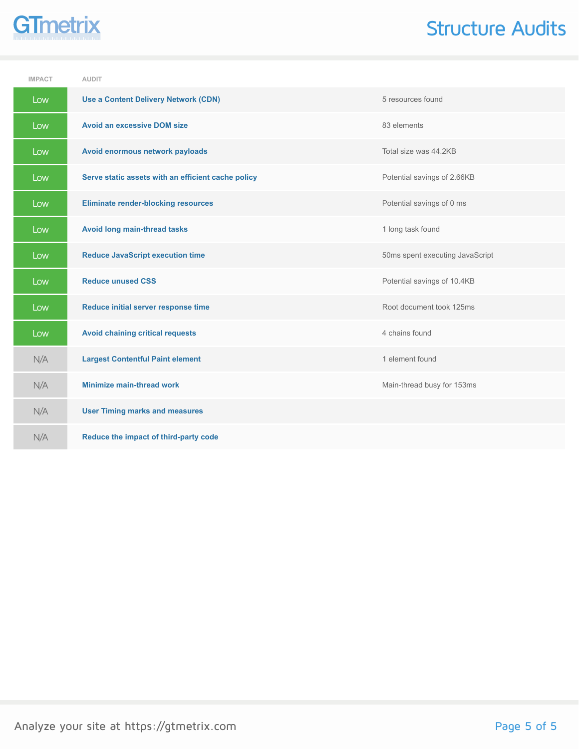# Structure Audits

| IMPACT | AUDIT | |
|---|---|---|
| Low | **Use a Content Delivery Network (CDN)** | 5 resources found |
| Low | **Avoid an excessive DOM size** | 83 elements |
| Low | **Avoid enormous network payloads** | Total size was 44.2KB |
| Low | **Serve static assets with an efficient cache policy** | Potential savings of 2.66KB |
| Low | **Eliminate render-blocking resources** | Potential savings of 0 ms |
| Low | **Avoid long main-thread tasks** | 1 long task found |
| Low | **Reduce JavaScript execution time** | 50ms spent executing JavaScript |
| Low | **Reduce unused CSS** | Potential savings of 10.4KB |
| Low | **Reduce initial server response time** | Root document took 125ms |
| Low | **Avoid chaining critical requests** | 4 chains found |
| N/A | **Largest Contentful Paint element** | 1 element found |
| N/A | **Minimize main-thread work** | Main-thread busy for 153ms |
| N/A | **User Timing marks and measures** | |
| N/A | **Reduce the impact of third-party code** | |